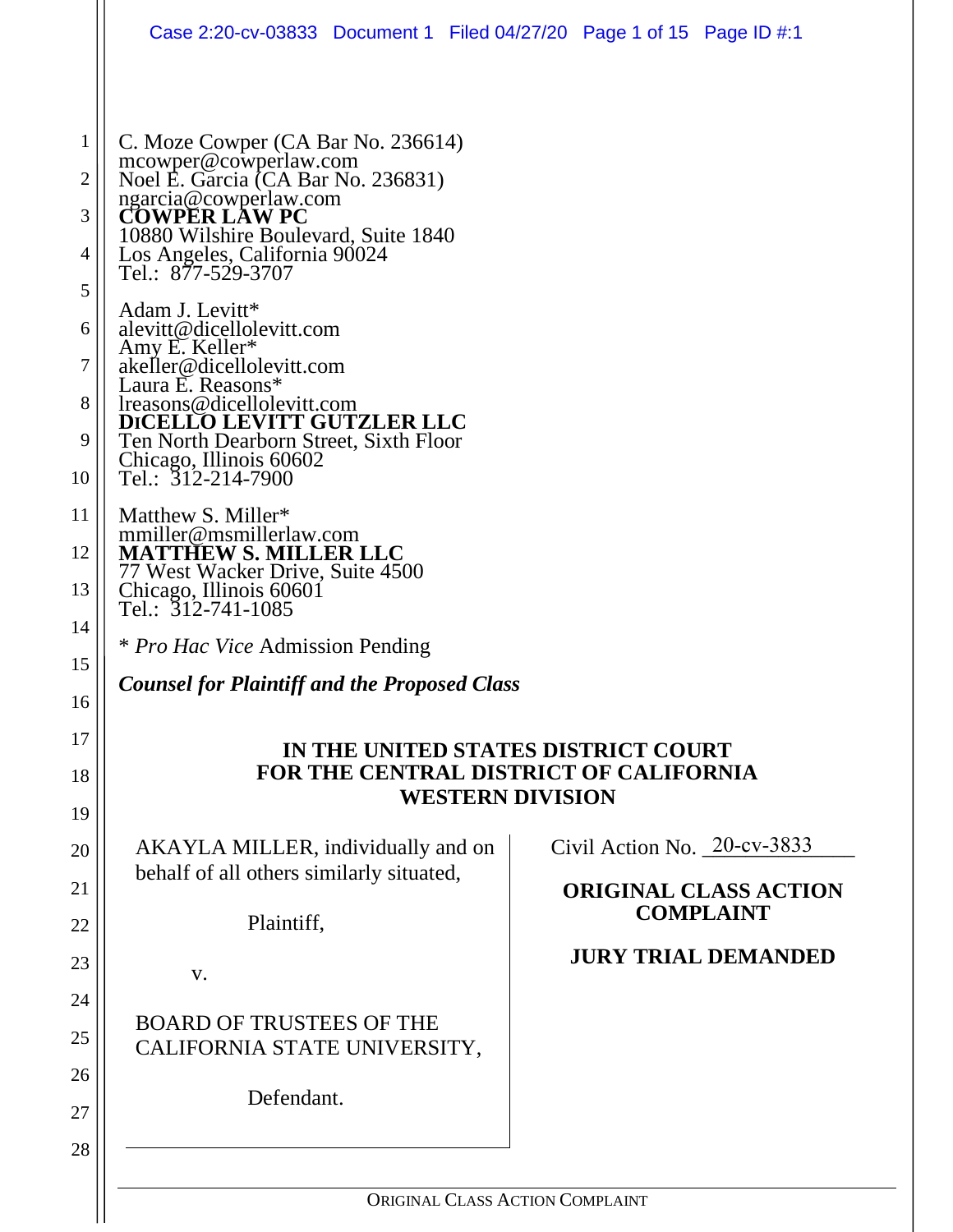C. Moze Cowper (CA Bar No. 236614)
mcowper@cowperlaw.com
Noel E. Garcia (CA Bar No. 236831)
ngarcia@cowperlaw.com
**COWPER LAW PC**
10880 Wilshire Boulevard, Suite 1840
Los Angeles, California 90024
Tel.: 877-529-3707

Adam J. Levitt*
alevitt@dicellolevitt.com
Amy E. Keller*
akeller@dicellolevitt.com
Laura E. Reasons*
lreasons@dicellolevitt.com
**DICELLO LEVITT GUTZLER LLC**
Ten North Dearborn Street, Sixth Floor
Chicago, Illinois 60602
Tel.: 312-214-7900

Matthew S. Miller*
mmiller@msmillerlaw.com
**MATTHEW S. MILLER LLC**
77 West Wacker Drive, Suite 4500
Chicago, Illinois 60601
Tel.: 312-741-1085

\* *Pro Hac Vice* Admission Pending

***Counsel for Plaintiff and the Proposed Class***

**IN THE UNITED STATES DISTRICT COURT**
**FOR THE CENTRAL DISTRICT OF CALIFORNIA**
**WESTERN DIVISION**

AKAYLA MILLER, individually and on behalf of all others similarly situated,

Plaintiff,

v.

BOARD OF TRUSTEES OF THE CALIFORNIA STATE UNIVERSITY,

Defendant.

Civil Action No. 20-cv-3833

**ORIGINAL CLASS ACTION COMPLAINT**

**JURY TRIAL DEMANDED**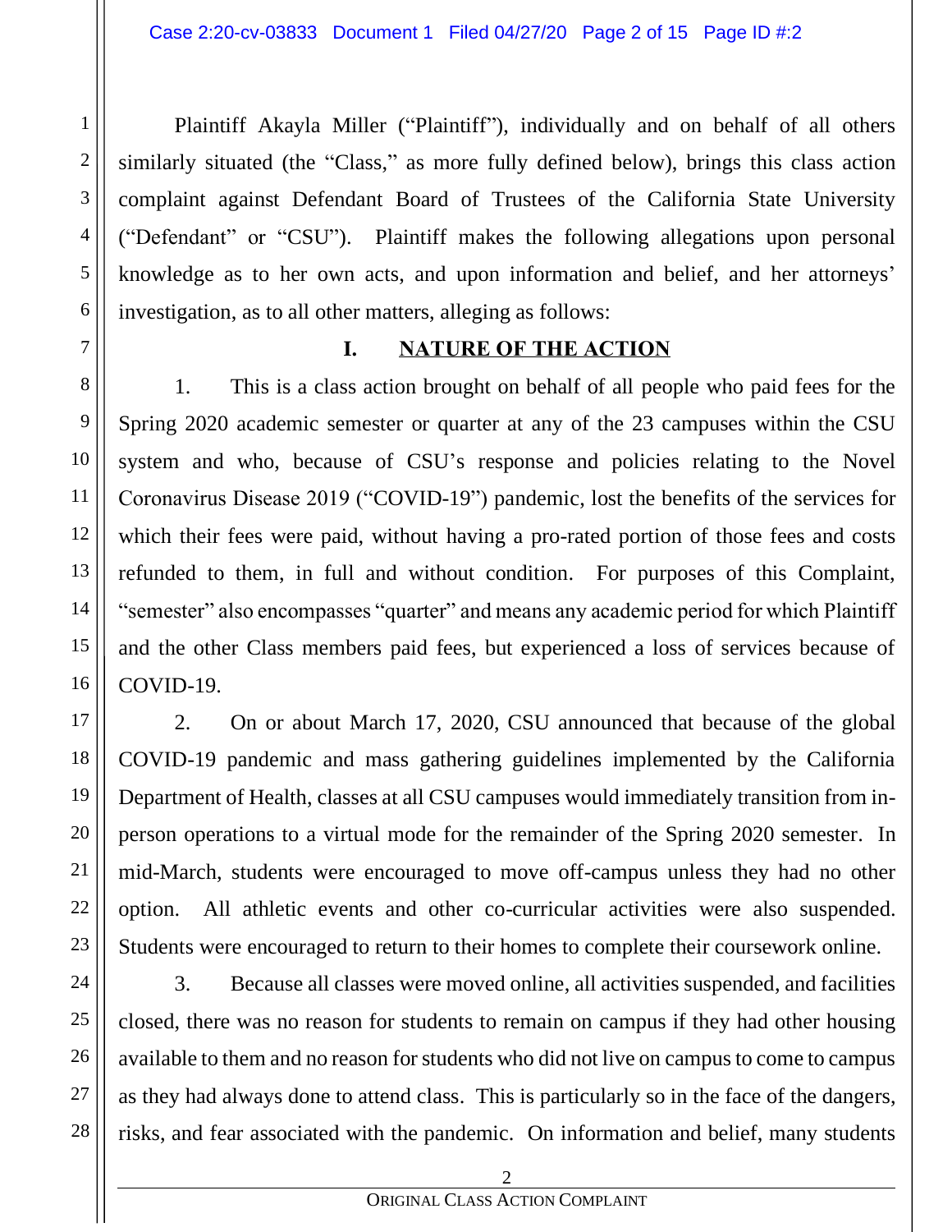Plaintiff Akayla Miller ("Plaintiff"), individually and on behalf of all others similarly situated (the "Class," as more fully defined below), brings this class action complaint against Defendant Board of Trustees of the California State University ("Defendant" or "CSU"). Plaintiff makes the following allegations upon personal knowledge as to her own acts, and upon information and belief, and her attorneys' investigation, as to all other matters, alleging as follows:

## I. NATURE OF THE ACTION

1. This is a class action brought on behalf of all people who paid fees for the Spring 2020 academic semester or quarter at any of the 23 campuses within the CSU system and who, because of CSU's response and policies relating to the Novel Coronavirus Disease 2019 ("COVID-19") pandemic, lost the benefits of the services for which their fees were paid, without having a pro-rated portion of those fees and costs refunded to them, in full and without condition. For purposes of this Complaint, "semester" also encompasses "quarter" and means any academic period for which Plaintiff and the other Class members paid fees, but experienced a loss of services because of COVID-19.

2. On or about March 17, 2020, CSU announced that because of the global COVID-19 pandemic and mass gathering guidelines implemented by the California Department of Health, classes at all CSU campuses would immediately transition from in-person operations to a virtual mode for the remainder of the Spring 2020 semester. In mid-March, students were encouraged to move off-campus unless they had no other option. All athletic events and other co-curricular activities were also suspended. Students were encouraged to return to their homes to complete their coursework online.

3. Because all classes were moved online, all activities suspended, and facilities closed, there was no reason for students to remain on campus if they had other housing available to them and no reason for students who did not live on campus to come to campus as they had always done to attend class. This is particularly so in the face of the dangers, risks, and fear associated with the pandemic. On information and belief, many students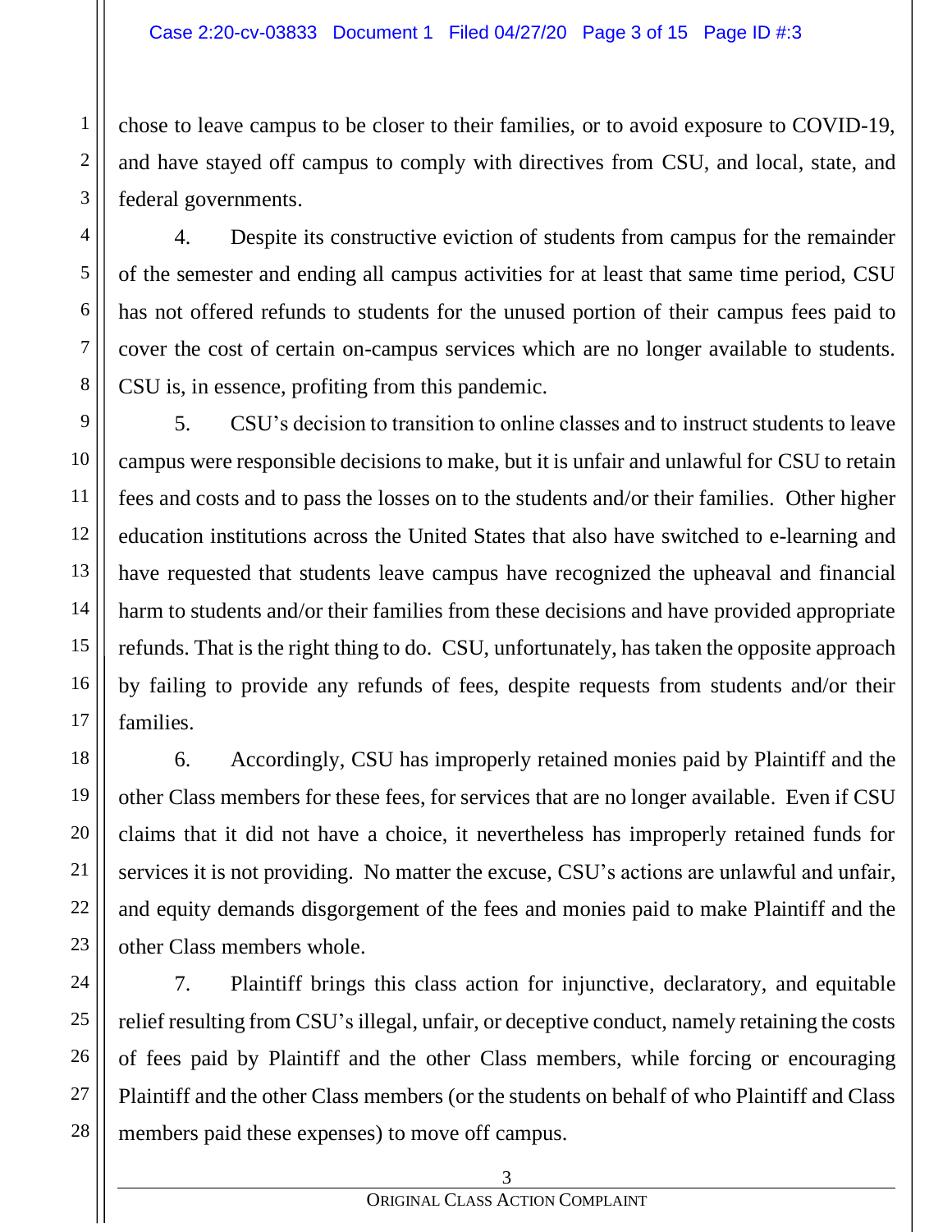chose to leave campus to be closer to their families, or to avoid exposure to COVID-19, and have stayed off campus to comply with directives from CSU, and local, state, and federal governments.

4. Despite its constructive eviction of students from campus for the remainder of the semester and ending all campus activities for at least that same time period, CSU has not offered refunds to students for the unused portion of their campus fees paid to cover the cost of certain on-campus services which are no longer available to students. CSU is, in essence, profiting from this pandemic.

5. CSU's decision to transition to online classes and to instruct students to leave campus were responsible decisions to make, but it is unfair and unlawful for CSU to retain fees and costs and to pass the losses on to the students and/or their families. Other higher education institutions across the United States that also have switched to e-learning and have requested that students leave campus have recognized the upheaval and financial harm to students and/or their families from these decisions and have provided appropriate refunds. That is the right thing to do. CSU, unfortunately, has taken the opposite approach by failing to provide any refunds of fees, despite requests from students and/or their families.

6. Accordingly, CSU has improperly retained monies paid by Plaintiff and the other Class members for these fees, for services that are no longer available. Even if CSU claims that it did not have a choice, it nevertheless has improperly retained funds for services it is not providing. No matter the excuse, CSU's actions are unlawful and unfair, and equity demands disgorgement of the fees and monies paid to make Plaintiff and the other Class members whole.

7. Plaintiff brings this class action for injunctive, declaratory, and equitable relief resulting from CSU's illegal, unfair, or deceptive conduct, namely retaining the costs of fees paid by Plaintiff and the other Class members, while forcing or encouraging Plaintiff and the other Class members (or the students on behalf of who Plaintiff and Class members paid these expenses) to move off campus.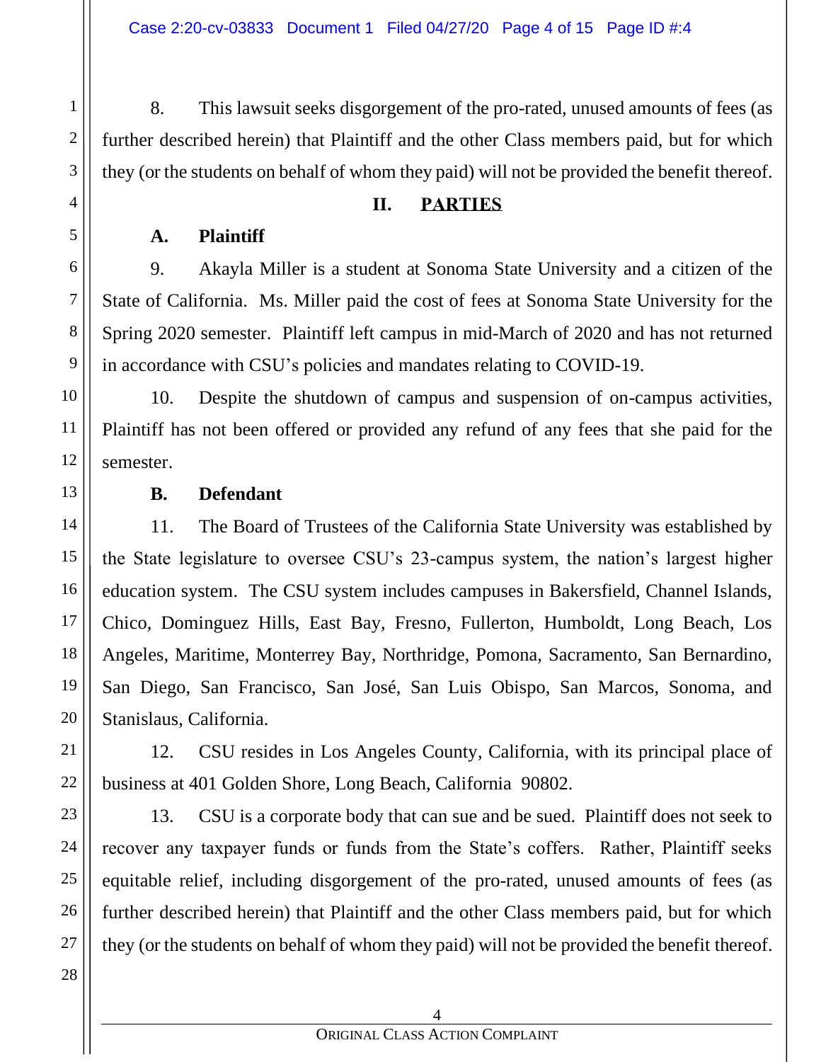8. This lawsuit seeks disgorgement of the pro-rated, unused amounts of fees (as further described herein) that Plaintiff and the other Class members paid, but for which they (or the students on behalf of whom they paid) will not be provided the benefit thereof.

## II. PARTIES

### A. Plaintiff

9. Akayla Miller is a student at Sonoma State University and a citizen of the State of California. Ms. Miller paid the cost of fees at Sonoma State University for the Spring 2020 semester. Plaintiff left campus in mid-March of 2020 and has not returned in accordance with CSU's policies and mandates relating to COVID-19.

10. Despite the shutdown of campus and suspension of on-campus activities, Plaintiff has not been offered or provided any refund of any fees that she paid for the semester.

### B. Defendant

11. The Board of Trustees of the California State University was established by the State legislature to oversee CSU's 23-campus system, the nation's largest higher education system. The CSU system includes campuses in Bakersfield, Channel Islands, Chico, Dominguez Hills, East Bay, Fresno, Fullerton, Humboldt, Long Beach, Los Angeles, Maritime, Monterey Bay, Northridge, Pomona, Sacramento, San Bernardino, San Diego, San Francisco, San José, San Luis Obispo, San Marcos, Sonoma, and Stanislaus, California.

12. CSU resides in Los Angeles County, California, with its principal place of business at 401 Golden Shore, Long Beach, California 90802.

13. CSU is a corporate body that can sue and be sued. Plaintiff does not seek to recover any taxpayer funds or funds from the State's coffers. Rather, Plaintiff seeks equitable relief, including disgorgement of the pro-rated, unused amounts of fees (as further described herein) that Plaintiff and the other Class members paid, but for which they (or the students on behalf of whom they paid) will not be provided the benefit thereof.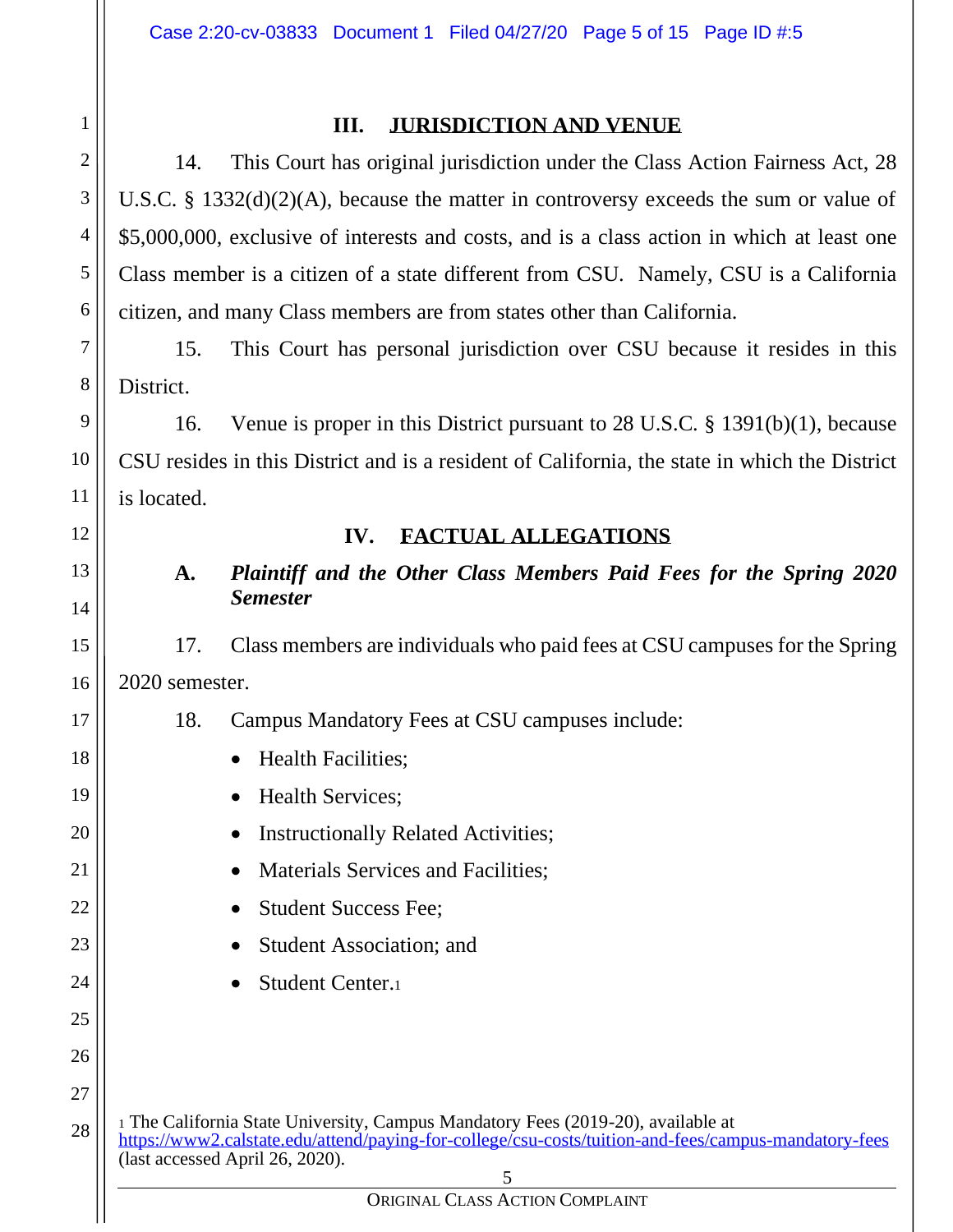## III. JURISDICTION AND VENUE

14. This Court has original jurisdiction under the Class Action Fairness Act, 28 U.S.C. § 1332(d)(2)(A), because the matter in controversy exceeds the sum or value of $5,000,000, exclusive of interests and costs, and is a class action in which at least one Class member is a citizen of a state different from CSU. Namely, CSU is a California citizen, and many Class members are from states other than California.

15. This Court has personal jurisdiction over CSU because it resides in this District.

16. Venue is proper in this District pursuant to 28 U.S.C. § 1391(b)(1), because CSU resides in this District and is a resident of California, the state in which the District is located.

## IV. FACTUAL ALLEGATIONS

### A. *Plaintiff and the Other Class Members Paid Fees for the Spring 2020 Semester*

17. Class members are individuals who paid fees at CSU campuses for the Spring 2020 semester.

18. Campus Mandatory Fees at CSU campuses include:

- Health Facilities;
- Health Services;
- Instructionally Related Activities;
- Materials Services and Facilities;
- Student Success Fee;
- Student Association; and
- Student Center.[1]

[1] The California State University, Campus Mandatory Fees (2019-20), available at https://www2.calstate.edu/attend/paying-for-college/csu-costs/tuition-and-fees/campus-mandatory-fees (last accessed April 26, 2020).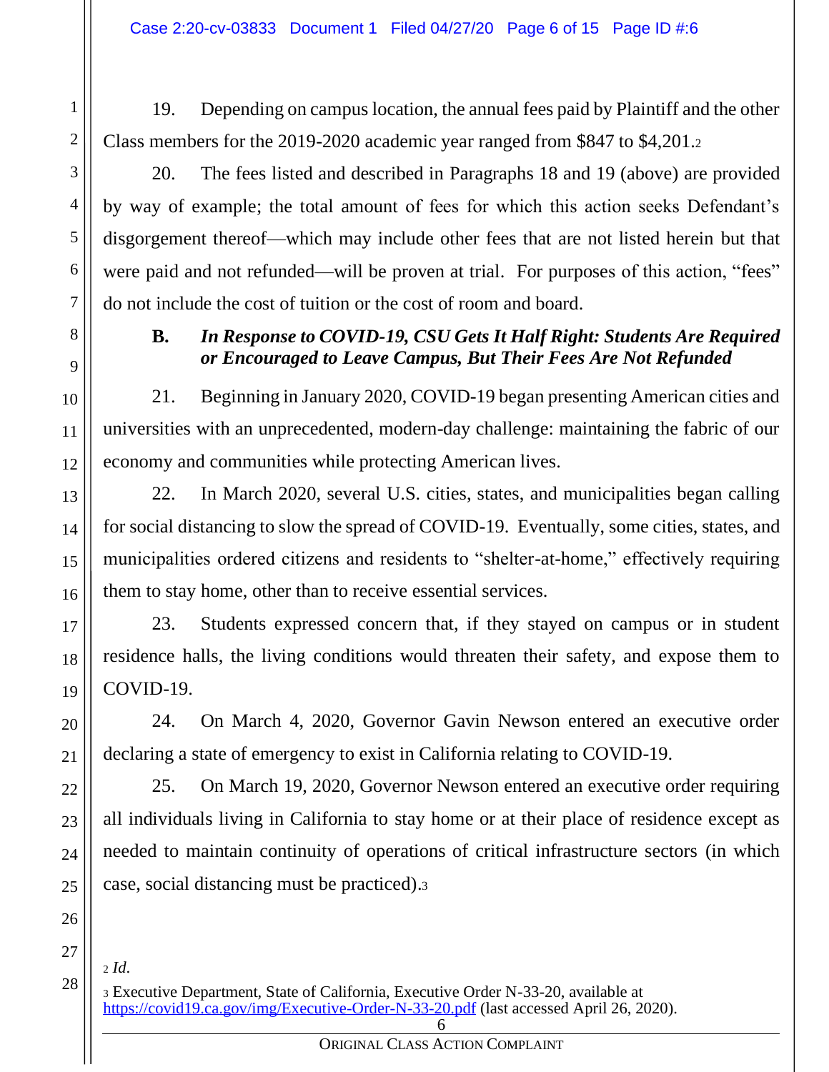19. Depending on campus location, the annual fees paid by Plaintiff and the other Class members for the 2019-2020 academic year ranged from $847 to $4,201.[2]

20. The fees listed and described in Paragraphs 18 and 19 (above) are provided by way of example; the total amount of fees for which this action seeks Defendant's disgorgement thereof—which may include other fees that are not listed herein but that were paid and not refunded—will be proven at trial. For purposes of this action, "fees" do not include the cost of tuition or the cost of room and board.

### B. *In Response to COVID-19, CSU Gets It Half Right: Students Are Required or Encouraged to Leave Campus, But Their Fees Are Not Refunded*

21. Beginning in January 2020, COVID-19 began presenting American cities and universities with an unprecedented, modern-day challenge: maintaining the fabric of our economy and communities while protecting American lives.

22. In March 2020, several U.S. cities, states, and municipalities began calling for social distancing to slow the spread of COVID-19. Eventually, some cities, states, and municipalities ordered citizens and residents to "shelter-at-home," effectively requiring them to stay home, other than to receive essential services.

23. Students expressed concern that, if they stayed on campus or in student residence halls, the living conditions would threaten their safety, and expose them to COVID-19.

24. On March 4, 2020, Governor Gavin Newson entered an executive order declaring a state of emergency to exist in California relating to COVID-19.

25. On March 19, 2020, Governor Newson entered an executive order requiring all individuals living in California to stay home or at their place of residence except as needed to maintain continuity of operations of critical infrastructure sectors (in which case, social distancing must be practiced).[3]

---

[2] *Id.*

[3] Executive Department, State of California, Executive Order N-33-20, available at https://covid19.ca.gov/img/Executive-Order-N-33-20.pdf (last accessed April 26, 2020).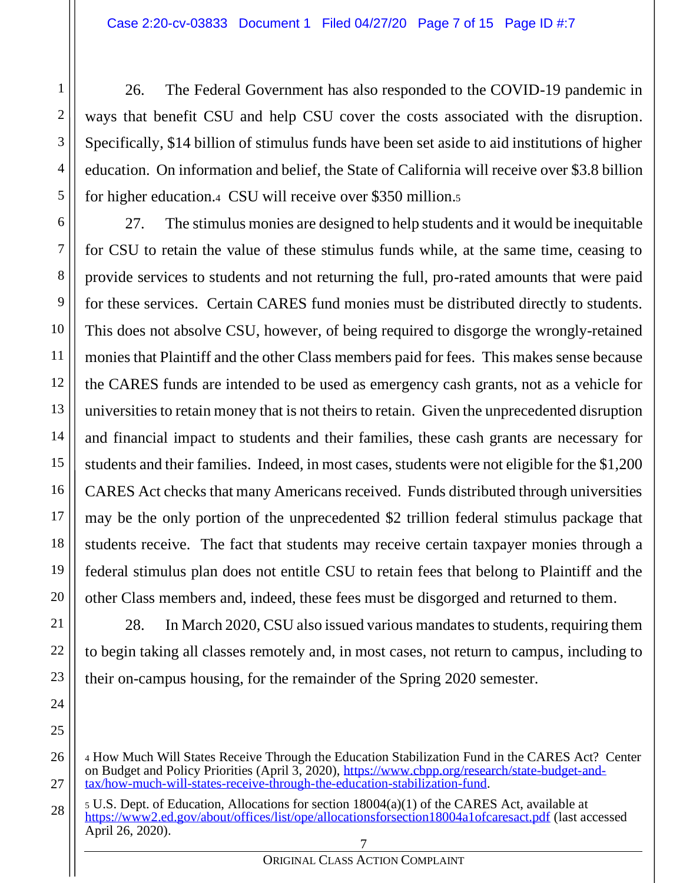26. The Federal Government has also responded to the COVID-19 pandemic in ways that benefit CSU and help CSU cover the costs associated with the disruption. Specifically, $14 billion of stimulus funds have been set aside to aid institutions of higher education. On information and belief, the State of California will receive over $3.8 billion for higher education.[4] CSU will receive over $350 million.[5]

27. The stimulus monies are designed to help students and it would be inequitable for CSU to retain the value of these stimulus funds while, at the same time, ceasing to provide services to students and not returning the full, pro-rated amounts that were paid for these services. Certain CARES fund monies must be distributed directly to students. This does not absolve CSU, however, of being required to disgorge the wrongly-retained monies that Plaintiff and the other Class members paid for fees. This makes sense because the CARES funds are intended to be used as emergency cash grants, not as a vehicle for universities to retain money that is not theirs to retain. Given the unprecedented disruption and financial impact to students and their families, these cash grants are necessary for students and their families. Indeed, in most cases, students were not eligible for the $1,200 CARES Act checks that many Americans received. Funds distributed through universities may be the only portion of the unprecedented $2 trillion federal stimulus package that students receive. The fact that students may receive certain taxpayer monies through a federal stimulus plan does not entitle CSU to retain fees that belong to Plaintiff and the other Class members and, indeed, these fees must be disgorged and returned to them.

28. In March 2020, CSU also issued various mandates to students, requiring them to begin taking all classes remotely and, in most cases, not return to campus, including to their on-campus housing, for the remainder of the Spring 2020 semester.

[4] How Much Will States Receive Through the Education Stabilization Fund in the CARES Act? Center on Budget and Policy Priorities (April 3, 2020), https://www.cbpp.org/research/state-budget-and-tax/how-much-will-states-receive-through-the-education-stabilization-fund.

[5] U.S. Dept. of Education, Allocations for section 18004(a)(1) of the CARES Act, available at https://www2.ed.gov/about/offices/list/ope/allocationsforsection18004a1ofcaresact.pdf (last accessed April 26, 2020).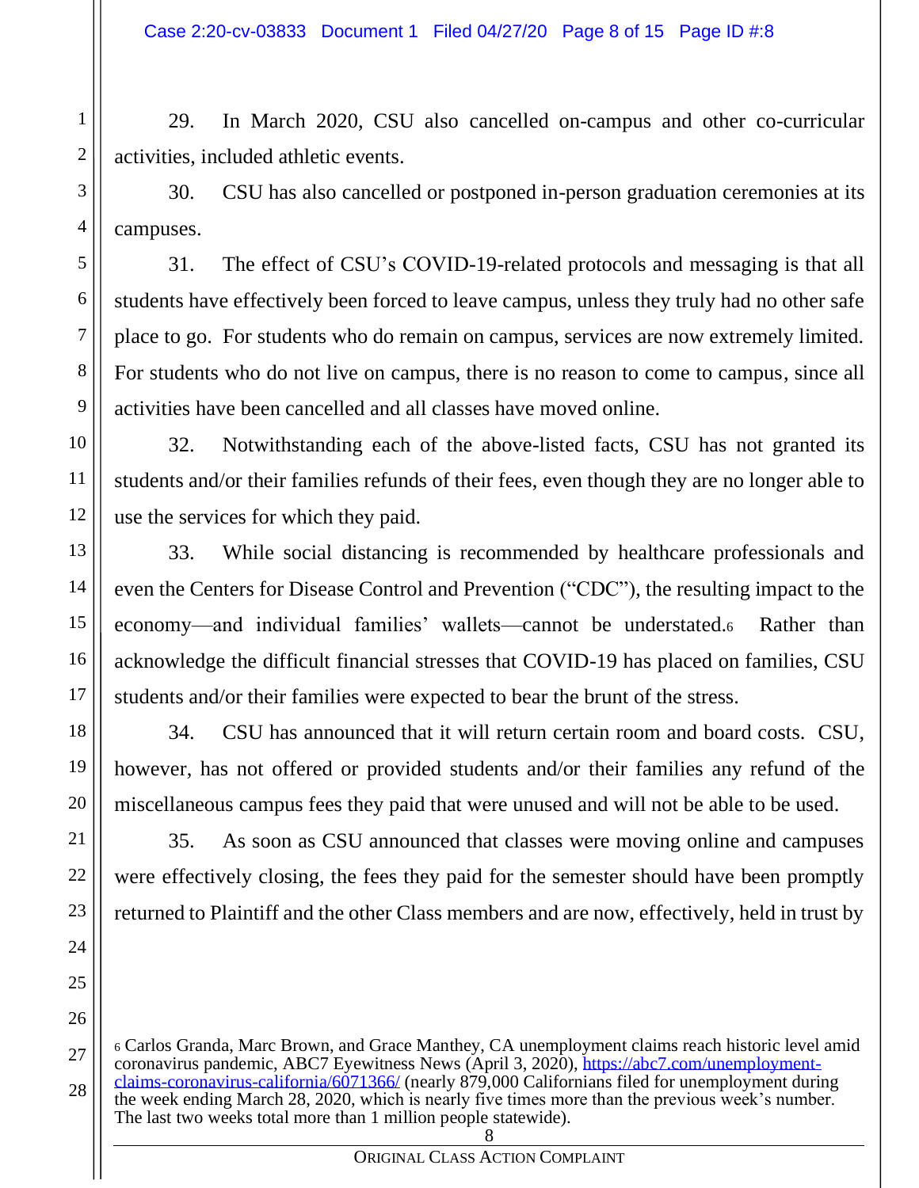29. In March 2020, CSU also cancelled on-campus and other co-curricular activities, included athletic events.

30. CSU has also cancelled or postponed in-person graduation ceremonies at its campuses.

31. The effect of CSU's COVID-19-related protocols and messaging is that all students have effectively been forced to leave campus, unless they truly had no other safe place to go. For students who do remain on campus, services are now extremely limited. For students who do not live on campus, there is no reason to come to campus, since all activities have been cancelled and all classes have moved online.

32. Notwithstanding each of the above-listed facts, CSU has not granted its students and/or their families refunds of their fees, even though they are no longer able to use the services for which they paid.

33. While social distancing is recommended by healthcare professionals and even the Centers for Disease Control and Prevention ("CDC"), the resulting impact to the economy—and individual families' wallets—cannot be understated.[6] Rather than acknowledge the difficult financial stresses that COVID-19 has placed on families, CSU students and/or their families were expected to bear the brunt of the stress.

34. CSU has announced that it will return certain room and board costs. CSU, however, has not offered or provided students and/or their families any refund of the miscellaneous campus fees they paid that were unused and will not be able to be used.

35. As soon as CSU announced that classes were moving online and campuses were effectively closing, the fees they paid for the semester should have been promptly returned to Plaintiff and the other Class members and are now, effectively, held in trust by

[6] Carlos Granda, Marc Brown, and Grace Manthey, CA unemployment claims reach historic level amid coronavirus pandemic, ABC7 Eyewitness News (April 3, 2020), https://abc7.com/unemployment-claims-coronavirus-california/6071366/ (nearly 879,000 Californians filed for unemployment during the week ending March 28, 2020, which is nearly five times more than the previous week's number. The last two weeks total more than 1 million people statewide).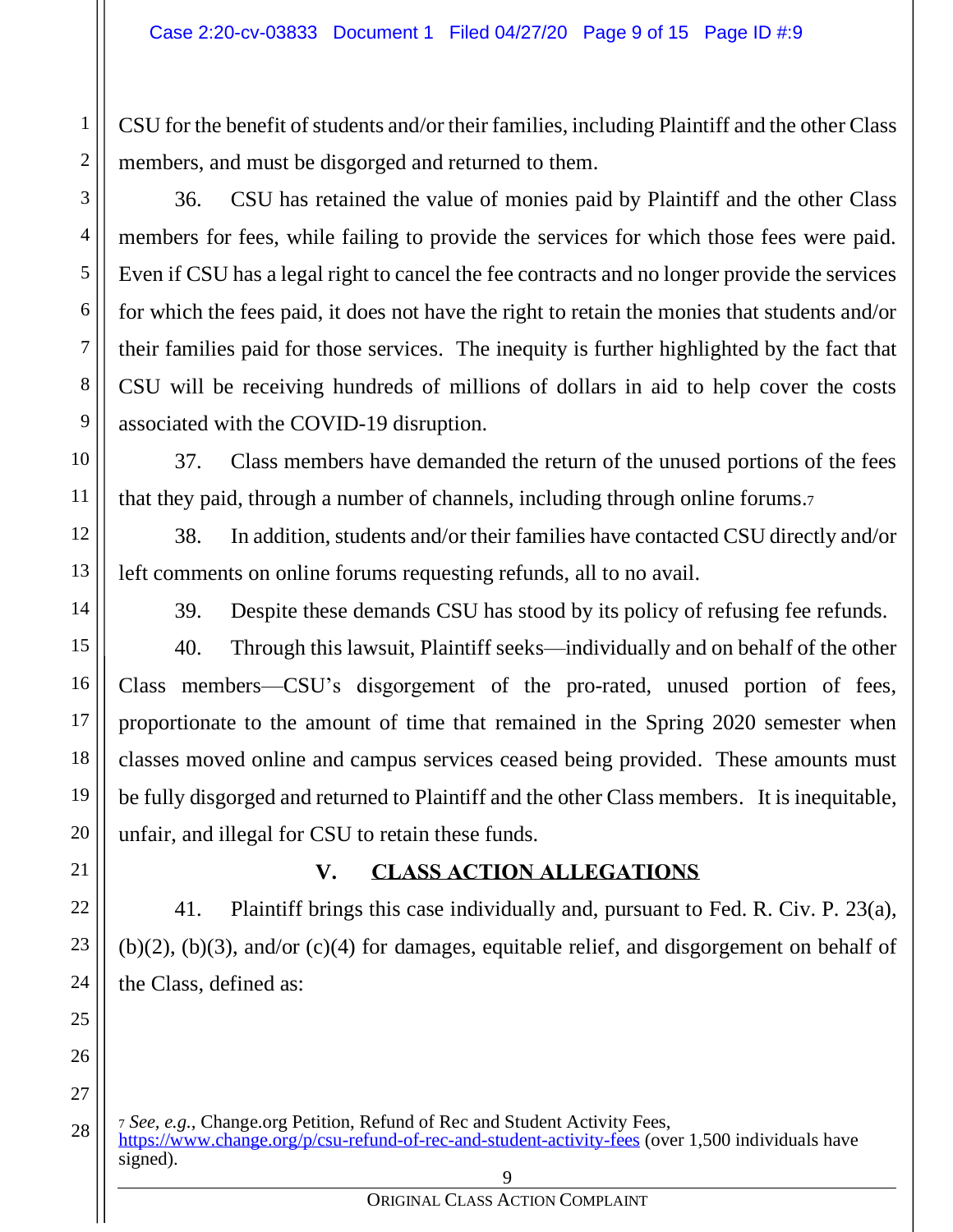CSU for the benefit of students and/or their families, including Plaintiff and the other Class members, and must be disgorged and returned to them.

36. CSU has retained the value of monies paid by Plaintiff and the other Class members for fees, while failing to provide the services for which those fees were paid. Even if CSU has a legal right to cancel the fee contracts and no longer provide the services for which the fees paid, it does not have the right to retain the monies that students and/or their families paid for those services. The inequity is further highlighted by the fact that CSU will be receiving hundreds of millions of dollars in aid to help cover the costs associated with the COVID-19 disruption.

37. Class members have demanded the return of the unused portions of the fees that they paid, through a number of channels, including through online forums.[7]

38. In addition, students and/or their families have contacted CSU directly and/or left comments on online forums requesting refunds, all to no avail.

39. Despite these demands CSU has stood by its policy of refusing fee refunds.

40. Through this lawsuit, Plaintiff seeks—individually and on behalf of the other Class members—CSU's disgorgement of the pro-rated, unused portion of fees, proportionate to the amount of time that remained in the Spring 2020 semester when classes moved online and campus services ceased being provided. These amounts must be fully disgorged and returned to Plaintiff and the other Class members. It is inequitable, unfair, and illegal for CSU to retain these funds.

## V. CLASS ACTION ALLEGATIONS

41. Plaintiff brings this case individually and, pursuant to Fed. R. Civ. P. 23(a), (b)(2), (b)(3), and/or (c)(4) for damages, equitable relief, and disgorgement on behalf of the Class, defined as:

[7] *See, e.g.*, Change.org Petition, Refund of Rec and Student Activity Fees, https://www.change.org/p/csu-refund-of-rec-and-student-activity-fees (over 1,500 individuals have signed).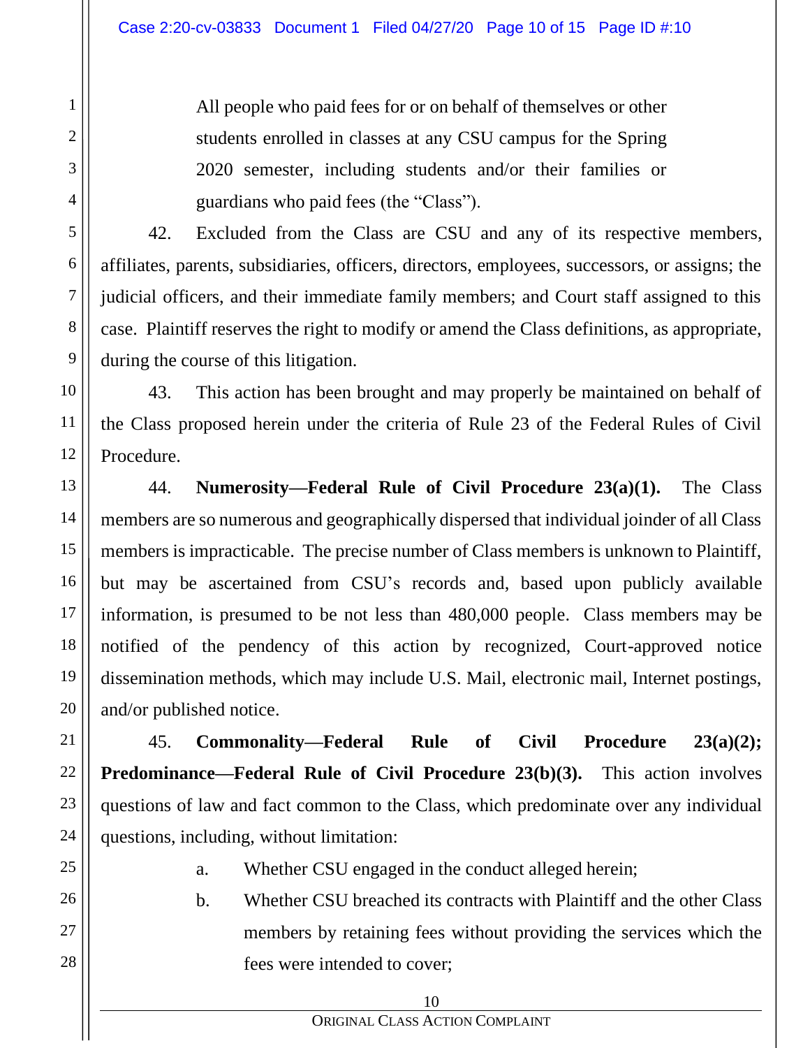> All people who paid fees for or on behalf of themselves or other students enrolled in classes at any CSU campus for the Spring 2020 semester, including students and/or their families or guardians who paid fees (the "Class").

42. Excluded from the Class are CSU and any of its respective members, affiliates, parents, subsidiaries, officers, directors, employees, successors, or assigns; the judicial officers, and their immediate family members; and Court staff assigned to this case. Plaintiff reserves the right to modify or amend the Class definitions, as appropriate, during the course of this litigation.

43. This action has been brought and may properly be maintained on behalf of the Class proposed herein under the criteria of Rule 23 of the Federal Rules of Civil Procedure.

44. **Numerosity—Federal Rule of Civil Procedure 23(a)(1).** The Class members are so numerous and geographically dispersed that individual joinder of all Class members is impracticable. The precise number of Class members is unknown to Plaintiff, but may be ascertained from CSU's records and, based upon publicly available information, is presumed to be not less than 480,000 people. Class members may be notified of the pendency of this action by recognized, Court-approved notice dissemination methods, which may include U.S. Mail, electronic mail, Internet postings, and/or published notice.

45. **Commonality—Federal Rule of Civil Procedure 23(a)(2); Predominance—Federal Rule of Civil Procedure 23(b)(3).** This action involves questions of law and fact common to the Class, which predominate over any individual questions, including, without limitation:

a. Whether CSU engaged in the conduct alleged herein;

b. Whether CSU breached its contracts with Plaintiff and the other Class members by retaining fees without providing the services which the fees were intended to cover;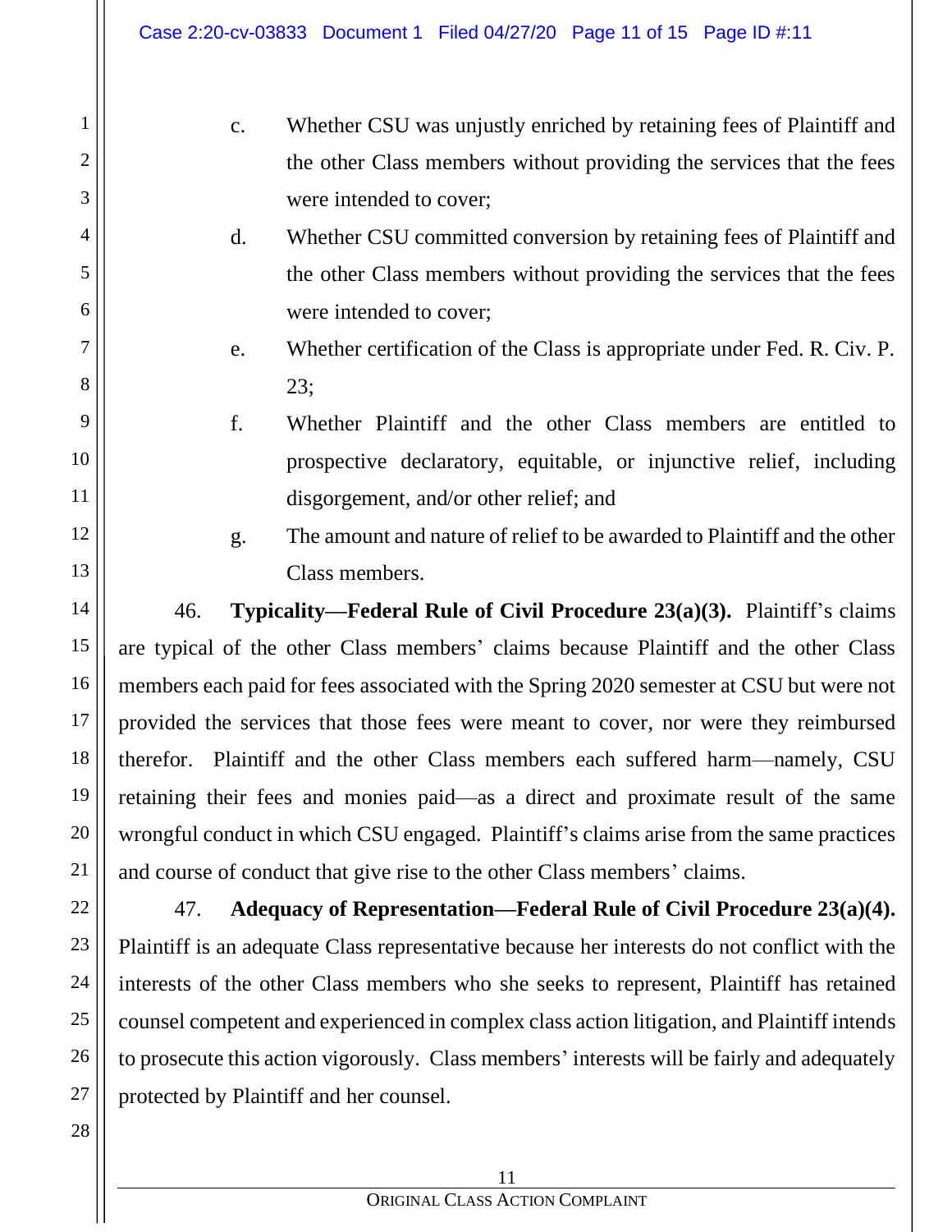c. Whether CSU was unjustly enriched by retaining fees of Plaintiff and the other Class members without providing the services that the fees were intended to cover;

d. Whether CSU committed conversion by retaining fees of Plaintiff and the other Class members without providing the services that the fees were intended to cover;

e. Whether certification of the Class is appropriate under Fed. R. Civ. P. 23;

f. Whether Plaintiff and the other Class members are entitled to prospective declaratory, equitable, or injunctive relief, including disgorgement, and/or other relief; and

g. The amount and nature of relief to be awarded to Plaintiff and the other Class members.

46. **Typicality—Federal Rule of Civil Procedure 23(a)(3).** Plaintiff's claims are typical of the other Class members' claims because Plaintiff and the other Class members each paid for fees associated with the Spring 2020 semester at CSU but were not provided the services that those fees were meant to cover, nor were they reimbursed therefor. Plaintiff and the other Class members each suffered harm—namely, CSU retaining their fees and monies paid—as a direct and proximate result of the same wrongful conduct in which CSU engaged. Plaintiff's claims arise from the same practices and course of conduct that give rise to the other Class members' claims.

47. **Adequacy of Representation—Federal Rule of Civil Procedure 23(a)(4).** Plaintiff is an adequate Class representative because her interests do not conflict with the interests of the other Class members who she seeks to represent, Plaintiff has retained counsel competent and experienced in complex class action litigation, and Plaintiff intends to prosecute this action vigorously. Class members' interests will be fairly and adequately protected by Plaintiff and her counsel.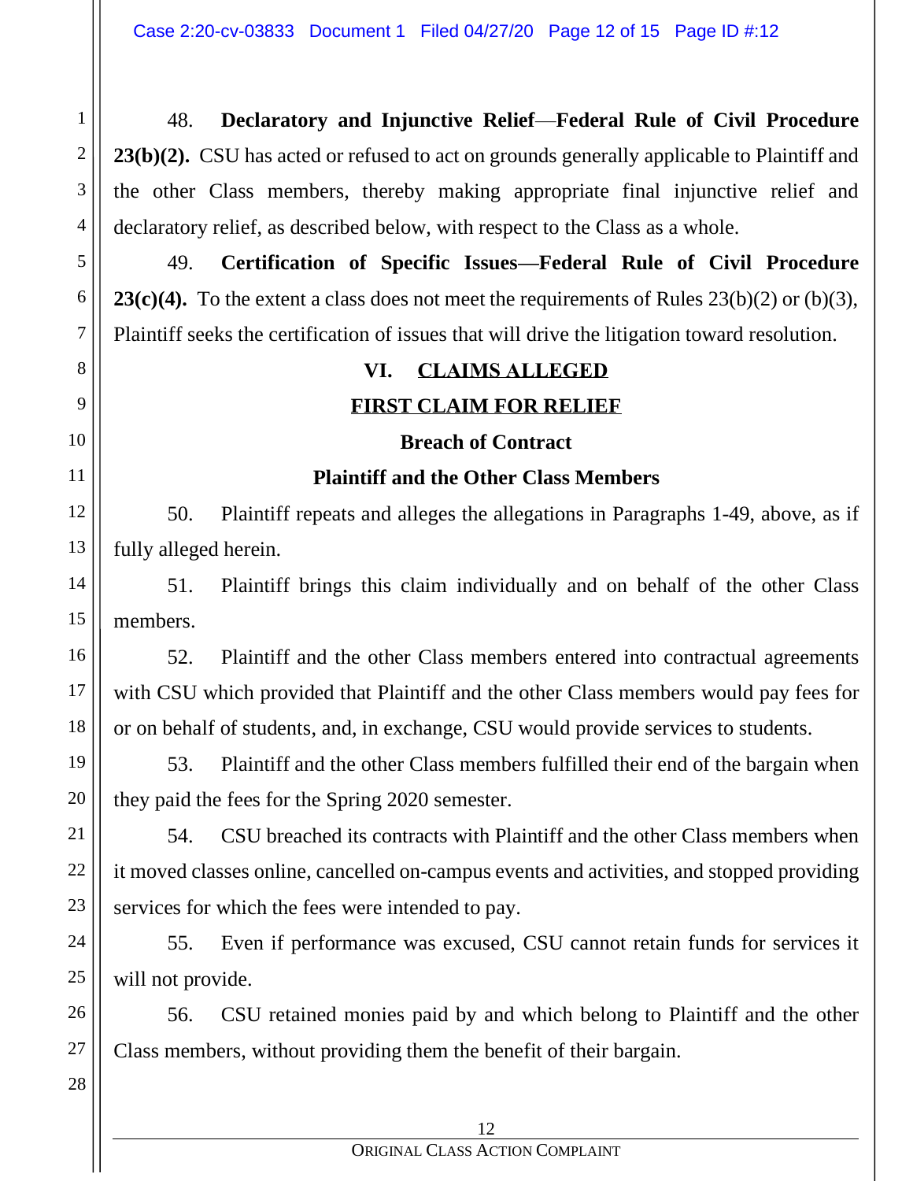48. **Declaratory and Injunctive Relief—Federal Rule of Civil Procedure 23(b)(2).** CSU has acted or refused to act on grounds generally applicable to Plaintiff and the other Class members, thereby making appropriate final injunctive relief and declaratory relief, as described below, with respect to the Class as a whole.

49. **Certification of Specific Issues—Federal Rule of Civil Procedure 23(c)(4).** To the extent a class does not meet the requirements of Rules 23(b)(2) or (b)(3), Plaintiff seeks the certification of issues that will drive the litigation toward resolution.

## VI. CLAIMS ALLEGED

### FIRST CLAIM FOR RELIEF

### Breach of Contract

### Plaintiff and the Other Class Members

50. Plaintiff repeats and alleges the allegations in Paragraphs 1-49, above, as if fully alleged herein.

51. Plaintiff brings this claim individually and on behalf of the other Class members.

52. Plaintiff and the other Class members entered into contractual agreements with CSU which provided that Plaintiff and the other Class members would pay fees for or on behalf of students, and, in exchange, CSU would provide services to students.

53. Plaintiff and the other Class members fulfilled their end of the bargain when they paid the fees for the Spring 2020 semester.

54. CSU breached its contracts with Plaintiff and the other Class members when it moved classes online, cancelled on-campus events and activities, and stopped providing services for which the fees were intended to pay.

55. Even if performance was excused, CSU cannot retain funds for services it will not provide.

56. CSU retained monies paid by and which belong to Plaintiff and the other Class members, without providing them the benefit of their bargain.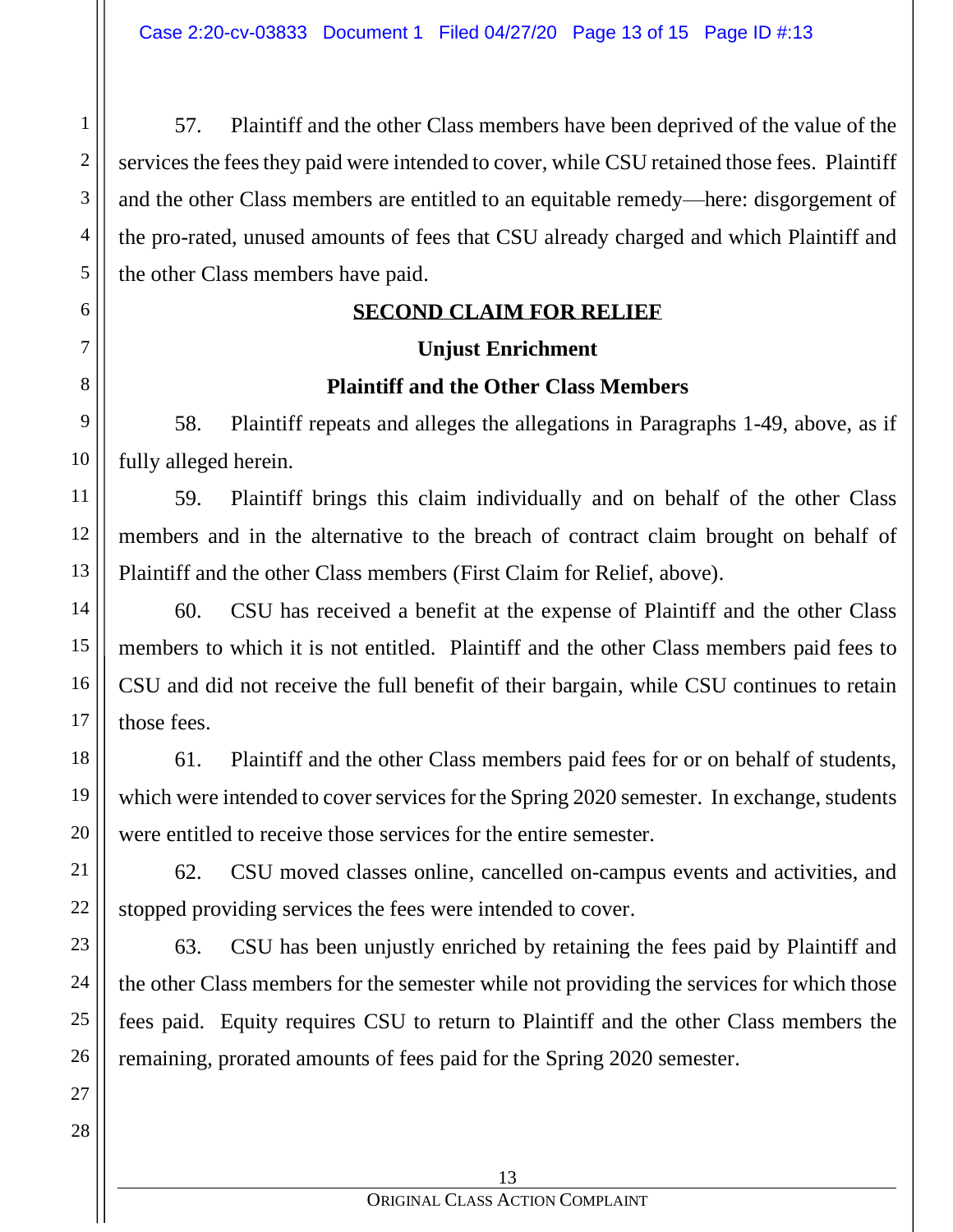57. Plaintiff and the other Class members have been deprived of the value of the services the fees they paid were intended to cover, while CSU retained those fees. Plaintiff and the other Class members are entitled to an equitable remedy—here: disgorgement of the pro-rated, unused amounts of fees that CSU already charged and which Plaintiff and the other Class members have paid.

## SECOND CLAIM FOR RELIEF

### Unjust Enrichment

### Plaintiff and the Other Class Members

58. Plaintiff repeats and alleges the allegations in Paragraphs 1-49, above, as if fully alleged herein.

59. Plaintiff brings this claim individually and on behalf of the other Class members and in the alternative to the breach of contract claim brought on behalf of Plaintiff and the other Class members (First Claim for Relief, above).

60. CSU has received a benefit at the expense of Plaintiff and the other Class members to which it is not entitled. Plaintiff and the other Class members paid fees to CSU and did not receive the full benefit of their bargain, while CSU continues to retain those fees.

61. Plaintiff and the other Class members paid fees for or on behalf of students, which were intended to cover services for the Spring 2020 semester. In exchange, students were entitled to receive those services for the entire semester.

62. CSU moved classes online, cancelled on-campus events and activities, and stopped providing services the fees were intended to cover.

63. CSU has been unjustly enriched by retaining the fees paid by Plaintiff and the other Class members for the semester while not providing the services for which those fees paid. Equity requires CSU to return to Plaintiff and the other Class members the remaining, prorated amounts of fees paid for the Spring 2020 semester.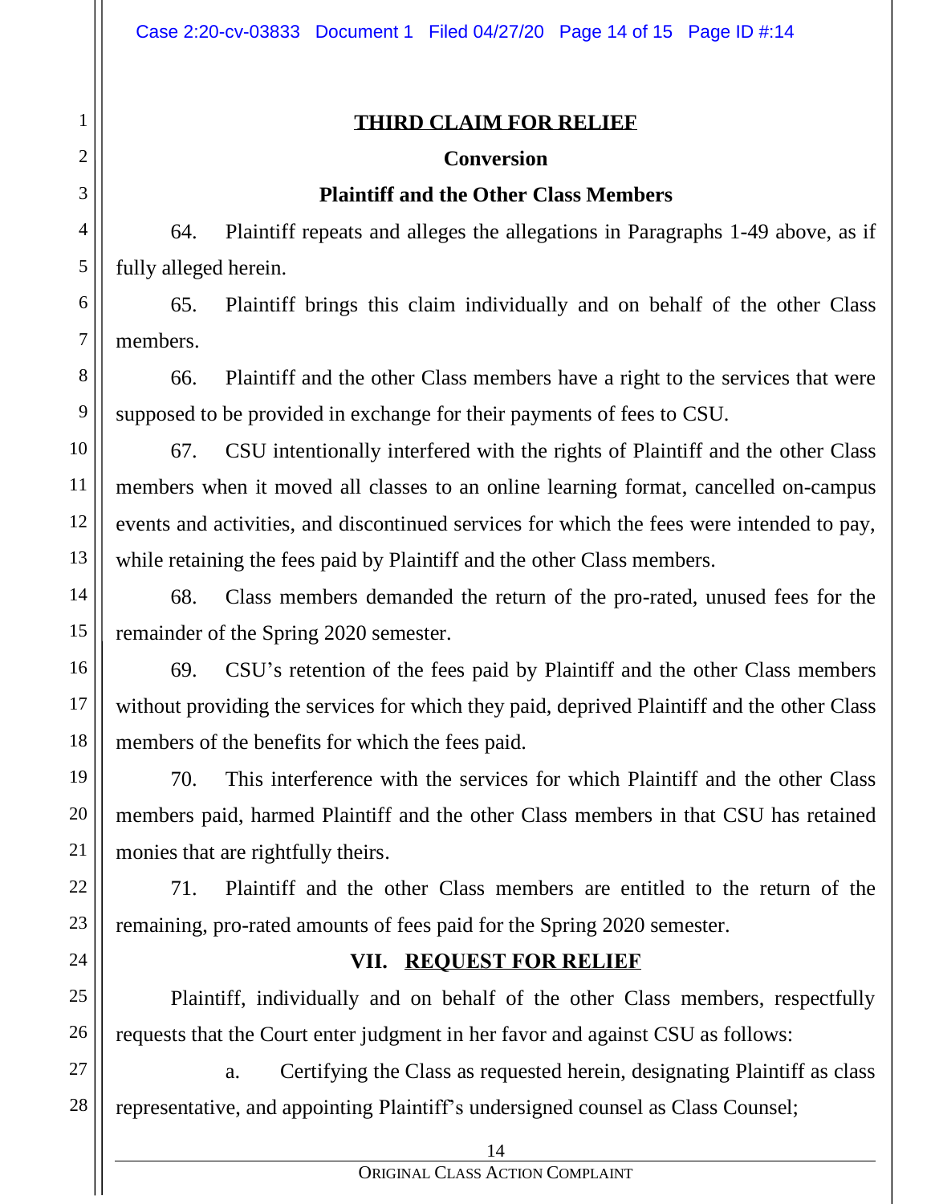## THIRD CLAIM FOR RELIEF

### Conversion

### Plaintiff and the Other Class Members

64. Plaintiff repeats and alleges the allegations in Paragraphs 1-49 above, as if fully alleged herein.

65. Plaintiff brings this claim individually and on behalf of the other Class members.

66. Plaintiff and the other Class members have a right to the services that were supposed to be provided in exchange for their payments of fees to CSU.

67. CSU intentionally interfered with the rights of Plaintiff and the other Class members when it moved all classes to an online learning format, cancelled on-campus events and activities, and discontinued services for which the fees were intended to pay, while retaining the fees paid by Plaintiff and the other Class members.

68. Class members demanded the return of the pro-rated, unused fees for the remainder of the Spring 2020 semester.

69. CSU's retention of the fees paid by Plaintiff and the other Class members without providing the services for which they paid, deprived Plaintiff and the other Class members of the benefits for which the fees paid.

70. This interference with the services for which Plaintiff and the other Class members paid, harmed Plaintiff and the other Class members in that CSU has retained monies that are rightfully theirs.

71. Plaintiff and the other Class members are entitled to the return of the remaining, pro-rated amounts of fees paid for the Spring 2020 semester.

## VII. REQUEST FOR RELIEF

Plaintiff, individually and on behalf of the other Class members, respectfully requests that the Court enter judgment in her favor and against CSU as follows:

a. Certifying the Class as requested herein, designating Plaintiff as class representative, and appointing Plaintiff's undersigned counsel as Class Counsel;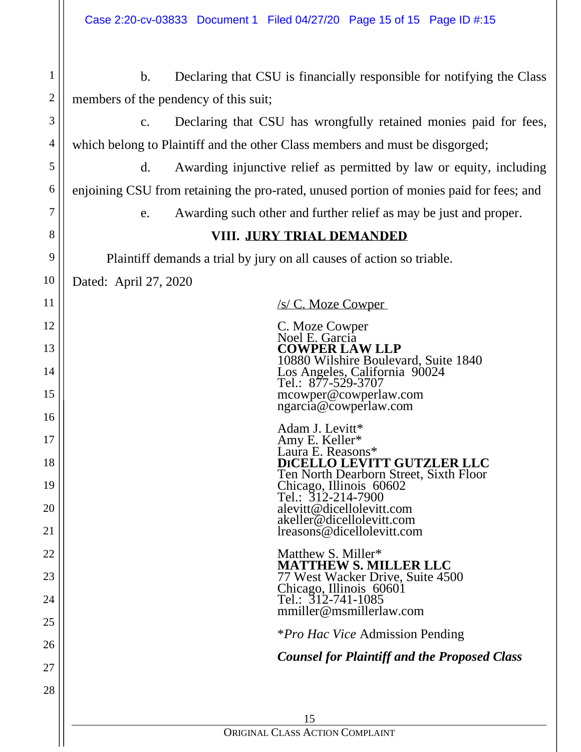b. Declaring that CSU is financially responsible for notifying the Class members of the pendency of this suit;

c. Declaring that CSU has wrongfully retained monies paid for fees, which belong to Plaintiff and the other Class members and must be disgorged;

d. Awarding injunctive relief as permitted by law or equity, including enjoining CSU from retaining the pro-rated, unused portion of monies paid for fees; and

e. Awarding such other and further relief as may be just and proper.

## VIII. JURY TRIAL DEMANDED

Plaintiff demands a trial by jury on all causes of action so triable.

Dated: April 27, 2020

/s/ C. Moze Cowper

C. Moze Cowper
Noel E. Garcia
**COWPER LAW LLP**
10880 Wilshire Boulevard, Suite 1840
Los Angeles, California 90024
Tel.: 877-529-3707
mcowper@cowperlaw.com
ngarcia@cowperlaw.com

Adam J. Levitt*
Amy E. Keller*
Laura E. Reasons*
**DICELLO LEVITT GUTZLER LLC**
Ten North Dearborn Street, Sixth Floor
Chicago, Illinois 60602
Tel.: 312-214-7900
alevitt@dicellolevitt.com
akeller@dicellolevitt.com
lreasons@dicellolevitt.com

Matthew S. Miller*
**MATTHEW S. MILLER LLC**
77 West Wacker Drive, Suite 4500
Chicago, Illinois 60601
Tel.: 312-741-1085
mmiller@msmillerlaw.com

**Pro Hac Vice* Admission Pending

***Counsel for Plaintiff and the Proposed Class***